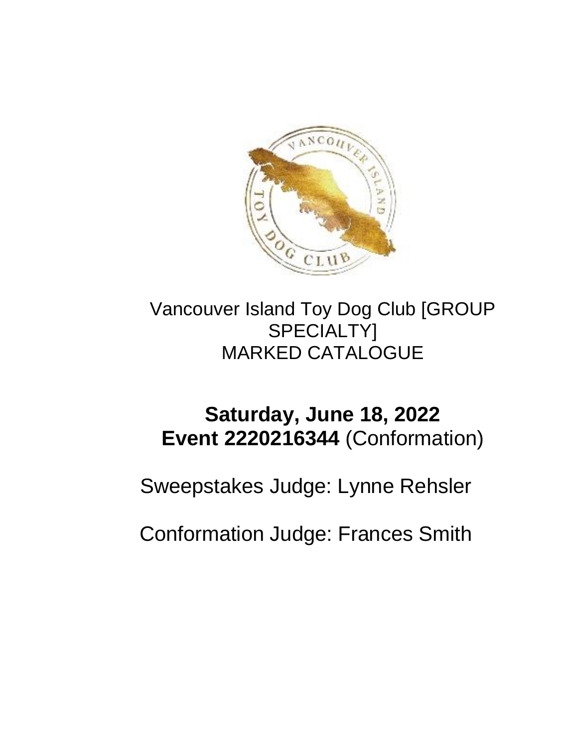Vancouver Island Toy Dog Club [GROUP SPECIALTY]
MARKED CATALOGUE

## Saturday, June 18, 2022
## Event 2220216344 (Conformation)

Sweepstakes Judge: Lynne Rehsler

Conformation Judge: Frances Smith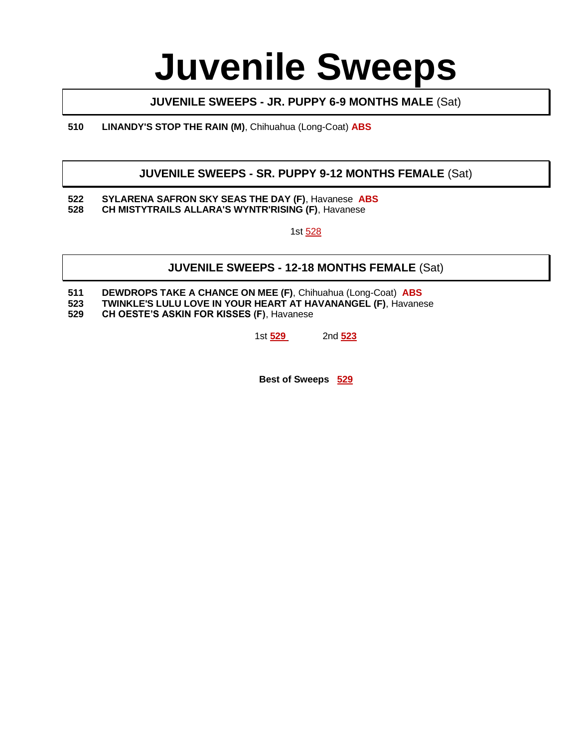# Juvenile Sweeps

## JUVENILE SWEEPS - JR. PUPPY 6-9 MONTHS MALE (Sat)

**510** **LINANDY'S STOP THE RAIN (M)**, Chihuahua (Long-Coat) **ABS**

## JUVENILE SWEEPS - SR. PUPPY 9-12 MONTHS FEMALE (Sat)

**522** **SYLARENA SAFRON SKY SEAS THE DAY (F)**, Havanese **ABS**
**528** **CH MISTYTRAILS ALLARA'S WYNTR'RISING (F)**, Havanese

1st 528

## JUVENILE SWEEPS - 12-18 MONTHS FEMALE (Sat)

**511** **DEWDROPS TAKE A CHANCE ON MEE (F)**, Chihuahua (Long-Coat) **ABS**
**523** **TWINKLE'S LULU LOVE IN YOUR HEART AT HAVANANGEL (F)**, Havanese
**529** **CH OESTE'S ASKIN FOR KISSES (F)**, Havanese

1st **529** 2nd **523**

**Best of Sweeps** **529**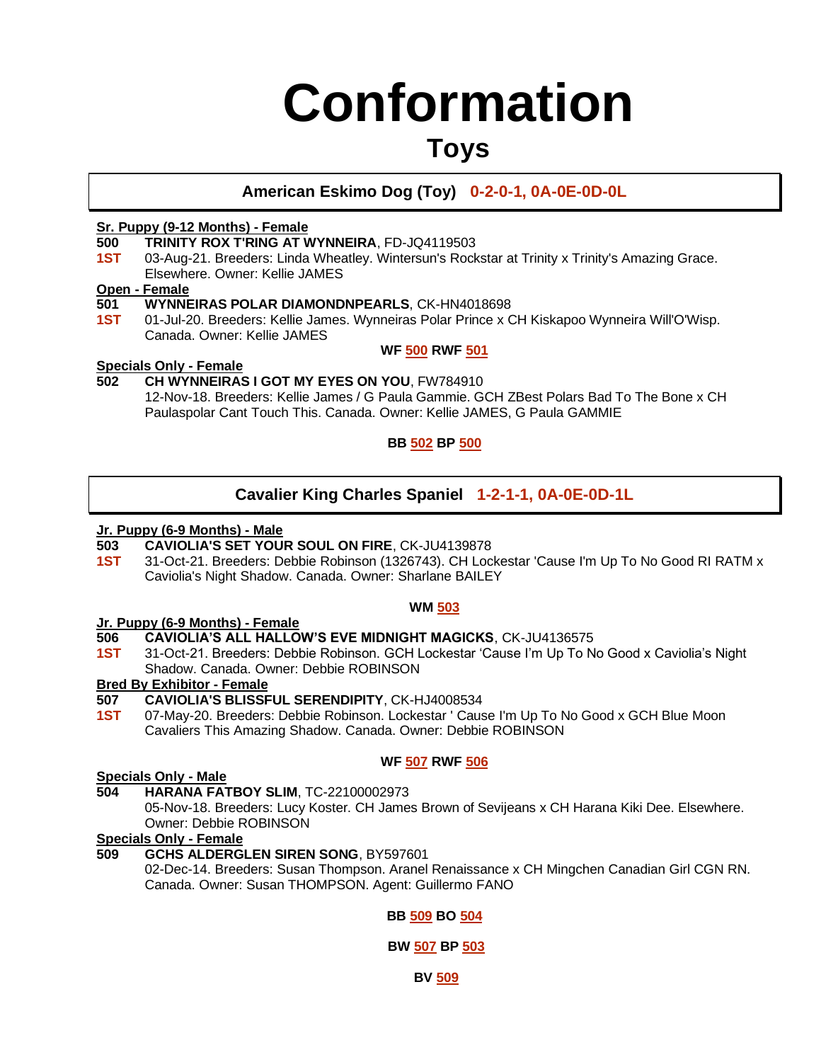# Conformation

## Toys

### American Eskimo Dog (Toy) 0-2-0-1, 0A-0E-0D-0L

**Sr. Puppy (9-12 Months) - Female**

**500** **TRINITY ROX T'RING AT WYNNEIRA**, FD-JQ4119503
**1ST** 03-Aug-21. Breeders: Linda Wheatley. Wintersun's Rockstar at Trinity x Trinity's Amazing Grace. Elsewhere. Owner: Kellie JAMES

**Open - Female**

**501** **WYNNEIRAS POLAR DIAMONDNPEARLS**, CK-HN4018698
**1ST** 01-Jul-20. Breeders: Kellie James. Wynneiras Polar Prince x CH Kiskapoo Wynneira Will'O'Wisp. Canada. Owner: Kellie JAMES

**WF 500 RWF 501**

**Specials Only - Female**

**502** **CH WYNNEIRAS I GOT MY EYES ON YOU**, FW784910
12-Nov-18. Breeders: Kellie James / G Paula Gammie. GCH ZBest Polars Bad To The Bone x CH Paulaspolar Cant Touch This. Canada. Owner: Kellie JAMES, G Paula GAMMIE

**BB 502 BP 500**

### Cavalier King Charles Spaniel 1-2-1-1, 0A-0E-0D-1L

**Jr. Puppy (6-9 Months) - Male**

**503** **CAVIOLIA'S SET YOUR SOUL ON FIRE**, CK-JU4139878
**1ST** 31-Oct-21. Breeders: Debbie Robinson (1326743). CH Lockestar 'Cause I'm Up To No Good RI RATM x Caviolia's Night Shadow. Canada. Owner: Sharlane BAILEY

**WM 503**

**Jr. Puppy (6-9 Months) - Female**

**506** **CAVIOLIA'S ALL HALLOW'S EVE MIDNIGHT MAGICKS**, CK-JU4136575
**1ST** 31-Oct-21. Breeders: Debbie Robinson. GCH Lockestar 'Cause I'm Up To No Good x Caviolia's Night Shadow. Canada. Owner: Debbie ROBINSON

**Bred By Exhibitor - Female**

**507** **CAVIOLIA'S BLISSFUL SERENDIPITY**, CK-HJ4008534
**1ST** 07-May-20. Breeders: Debbie Robinson. Lockestar ' Cause I'm Up To No Good x GCH Blue Moon Cavaliers This Amazing Shadow. Canada. Owner: Debbie ROBINSON

**WF 507 RWF 506**

**Specials Only - Male**

**504** **HARANA FATBOY SLIM**, TC-22100002973
05-Nov-18. Breeders: Lucy Koster. CH James Brown of Sevijeans x CH Harana Kiki Dee. Elsewhere. Owner: Debbie ROBINSON

**Specials Only - Female**

**509** **GCHS ALDERGLEN SIREN SONG**, BY597601
02-Dec-14. Breeders: Susan Thompson. Aranel Renaissance x CH Mingchen Canadian Girl CGN RN. Canada. Owner: Susan THOMPSON. Agent: Guillermo FANO

**BB 509 BO 504**

**BW 507 BP 503**

**BV 509**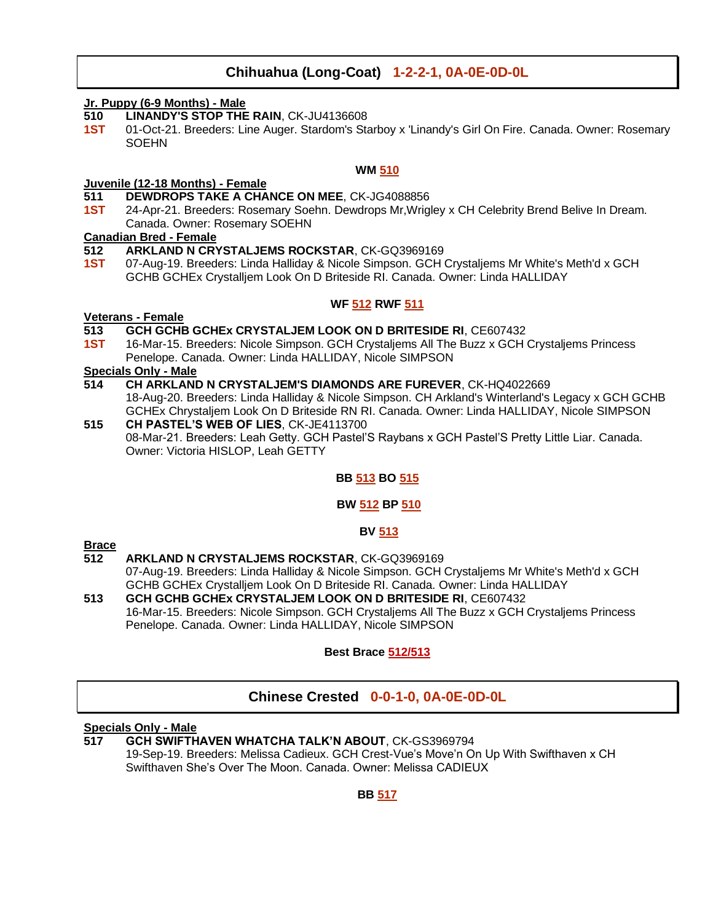## Chihuahua (Long-Coat) 1-2-2-1, 0A-0E-0D-0L

**Jr. Puppy (6-9 Months) - Male**

**510** **LINANDY'S STOP THE RAIN**, CK-JU4136608
**1ST** 01-Oct-21. Breeders: Line Auger. Stardom's Starboy x 'Linandy's Girl On Fire. Canada. Owner: Rosemary SOEHN

**WM 510**

**Juvenile (12-18 Months) - Female**

**511** **DEWDROPS TAKE A CHANCE ON MEE**, CK-JG4088856
**1ST** 24-Apr-21. Breeders: Rosemary Soehn. Dewdrops Mr,Wrigley x CH Celebrity Brend Belive In Dream. Canada. Owner: Rosemary SOEHN

**Canadian Bred - Female**

**512** **ARKLAND N CRYSTALJEMS ROCKSTAR**, CK-GQ3969169
**1ST** 07-Aug-19. Breeders: Linda Halliday & Nicole Simpson. GCH Crystaljems Mr White's Meth'd x GCH GCHB GCHEx Crystalljem Look On D Briteside RI. Canada. Owner: Linda HALLIDAY

**WF 512 RWF 511**

**Veterans - Female**

**513** **GCH GCHB GCHEx CRYSTALJEM LOOK ON D BRITESIDE RI**, CE607432
**1ST** 16-Mar-15. Breeders: Nicole Simpson. GCH Crystaljems All The Buzz x GCH Crystaljems Princess Penelope. Canada. Owner: Linda HALLIDAY, Nicole SIMPSON

**Specials Only - Male**

**514** **CH ARKLAND N CRYSTALJEM'S DIAMONDS ARE FUREVER**, CK-HQ4022669
18-Aug-20. Breeders: Linda Halliday & Nicole Simpson. CH Arkland's Winterland's Legacy x GCH GCHB GCHEx Chrystaljem Look On D Briteside RN RI. Canada. Owner: Linda HALLIDAY, Nicole SIMPSON

**515** **CH PASTEL'S WEB OF LIES**, CK-JE4113700
08-Mar-21. Breeders: Leah Getty. GCH Pastel'S Raybans x GCH Pastel'S Pretty Little Liar. Canada. Owner: Victoria HISLOP, Leah GETTY

**BB 513 BO 515**

**BW 512 BP 510**

**BV 513**

**Brace**

**512** **ARKLAND N CRYSTALJEMS ROCKSTAR**, CK-GQ3969169
07-Aug-19. Breeders: Linda Halliday & Nicole Simpson. GCH Crystaljems Mr White's Meth'd x GCH GCHB GCHEx Crystalljem Look On D Briteside RI. Canada. Owner: Linda HALLIDAY

**513** **GCH GCHB GCHEx CRYSTALJEM LOOK ON D BRITESIDE RI**, CE607432
16-Mar-15. Breeders: Nicole Simpson. GCH Crystaljems All The Buzz x GCH Crystaljems Princess Penelope. Canada. Owner: Linda HALLIDAY, Nicole SIMPSON

**Best Brace 512/513**

## Chinese Crested 0-0-1-0, 0A-0E-0D-0L

**Specials Only - Male**

**517** **GCH SWIFTHAVEN WHATCHA TALK'N ABOUT**, CK-GS3969794
19-Sep-19. Breeders: Melissa Cadieux. GCH Crest-Vue's Move'n On Up With Swifthaven x CH Swifthaven She's Over The Moon. Canada. Owner: Melissa CADIEUX

**BB 517**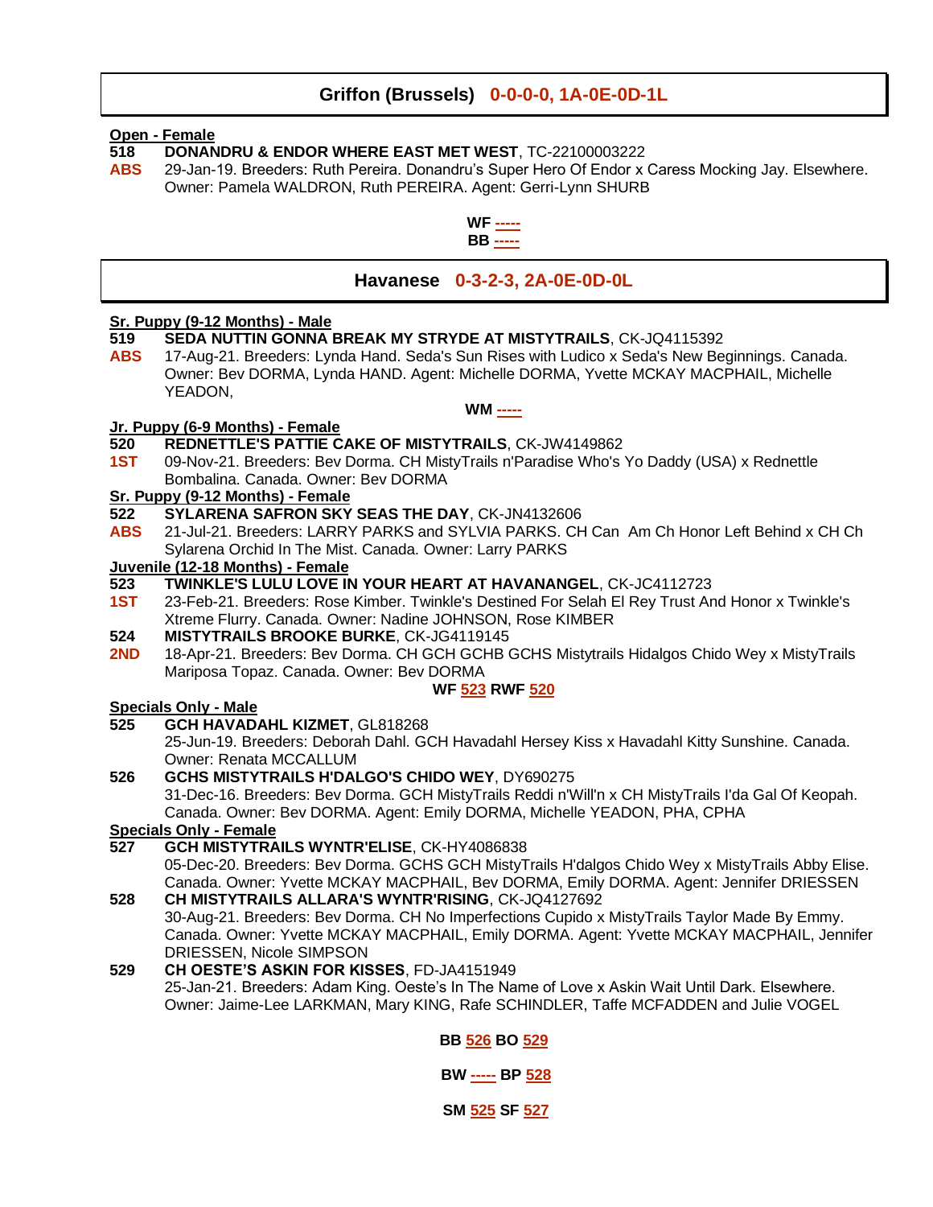## Griffon (Brussels) 0-0-0-0, 1A-0E-0D-1L

**Open - Female**

**518** **DONANDRU & ENDOR WHERE EAST MET WEST**, TC-22100003222
**ABS** 29-Jan-19. Breeders: Ruth Pereira. Donandru's Super Hero Of Endor x Caress Mocking Jay. Elsewhere. Owner: Pamela WALDRON, Ruth PEREIRA. Agent: Gerri-Lynn SHURB

**WF -----**
**BB -----**

## Havanese 0-3-2-3, 2A-0E-0D-0L

**Sr. Puppy (9-12 Months) - Male**

**519** **SEDA NUTTIN GONNA BREAK MY STRYDE AT MISTYTRAILS**, CK-JQ4115392
**ABS** 17-Aug-21. Breeders: Lynda Hand. Seda's Sun Rises with Ludico x Seda's New Beginnings. Canada. Owner: Bev DORMA, Lynda HAND. Agent: Michelle DORMA, Yvette MCKAY MACPHAIL, Michelle YEADON,

**WM -----**

**Jr. Puppy (6-9 Months) - Female**

**520** **REDNETTLE'S PATTIE CAKE OF MISTYTRAILS**, CK-JW4149862
**1ST** 09-Nov-21. Breeders: Bev Dorma. CH MistyTrails n'Paradise Who's Yo Daddy (USA) x Rednettle Bombalina. Canada. Owner: Bev DORMA

**Sr. Puppy (9-12 Months) - Female**

**522** **SYLARENA SAFRON SKY SEAS THE DAY**, CK-JN4132606
**ABS** 21-Jul-21. Breeders: LARRY PARKS and SYLVIA PARKS. CH Can Am Ch Honor Left Behind x CH Ch Sylarena Orchid In The Mist. Canada. Owner: Larry PARKS

**Juvenile (12-18 Months) - Female**

**523** **TWINKLE'S LULU LOVE IN YOUR HEART AT HAVANANGEL**, CK-JC4112723
**1ST** 23-Feb-21. Breeders: Rose Kimber. Twinkle's Destined For Selah El Rey Trust And Honor x Twinkle's Xtreme Flurry. Canada. Owner: Nadine JOHNSON, Rose KIMBER

**524** **MISTYTRAILS BROOKE BURKE**, CK-JG4119145
**2ND** 18-Apr-21. Breeders: Bev Dorma. CH GCH GCHB GCHS Mistytrails Hidalgos Chido Wey x MistyTrails Mariposa Topaz. Canada. Owner: Bev DORMA

**WF 523 RWF 520**

**Specials Only - Male**

**525** **GCH HAVADAHL KIZMET**, GL818268
25-Jun-19. Breeders: Deborah Dahl. GCH Havadahl Hersey Kiss x Havadahl Kitty Sunshine. Canada. Owner: Renata MCCALLUM

**526** **GCHS MISTYTRAILS H'DALGO'S CHIDO WEY**, DY690275
31-Dec-16. Breeders: Bev Dorma. GCH MistyTrails Reddi n'Will'n x CH MistyTrails I'da Gal Of Keopah. Canada. Owner: Bev DORMA. Agent: Emily DORMA, Michelle YEADON, PHA, CPHA

**Specials Only - Female**

**527** **GCH MISTYTRAILS WYNTR'ELISE**, CK-HY4086838
05-Dec-20. Breeders: Bev Dorma. GCHS GCH MistyTrails H'dalgos Chido Wey x MistyTrails Abby Elise. Canada. Owner: Yvette MCKAY MACPHAIL, Bev DORMA, Emily DORMA. Agent: Jennifer DRIESSEN

**528** **CH MISTYTRAILS ALLARA'S WYNTR'RISING**, CK-JQ4127692
30-Aug-21. Breeders: Bev Dorma. CH No Imperfections Cupido x MistyTrails Taylor Made By Emmy. Canada. Owner: Yvette MCKAY MACPHAIL, Emily DORMA. Agent: Yvette MCKAY MACPHAIL, Jennifer DRIESSEN, Nicole SIMPSON

**529** **CH OESTE'S ASKIN FOR KISSES**, FD-JA4151949
25-Jan-21. Breeders: Adam King. Oeste's In The Name of Love x Askin Wait Until Dark. Elsewhere. Owner: Jaime-Lee LARKMAN, Mary KING, Rafe SCHINDLER, Taffe MCFADDEN and Julie VOGEL

**BB 526 BO 529**

**BW ----- BP 528**

**SM 525 SF 527**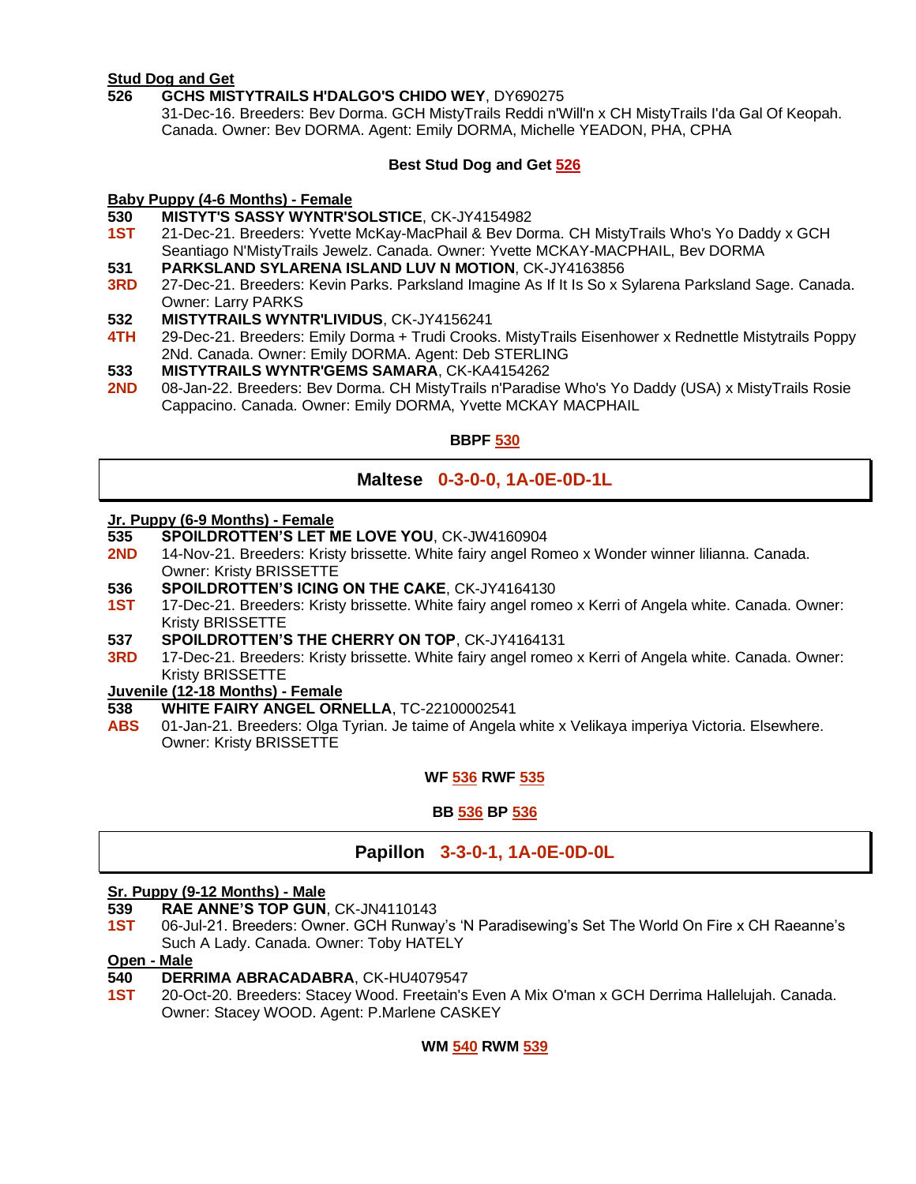**Stud Dog and Get**

**526** **GCHS MISTYTRAILS H'DALGO'S CHIDO WEY**, DY690275
31-Dec-16. Breeders: Bev Dorma. GCH MistyTrails Reddi n'Will'n x CH MistyTrails I'da Gal Of Keopah. Canada. Owner: Bev DORMA. Agent: Emily DORMA, Michelle YEADON, PHA, CPHA

**Best Stud Dog and Get 526**

**Baby Puppy (4-6 Months) - Female**

**530** **MISTYT'S SASSY WYNTR'SOLSTICE**, CK-JY4154982
**1ST** 21-Dec-21. Breeders: Yvette McKay-MacPhail & Bev Dorma. CH MistyTrails Who's Yo Daddy x GCH Seantiago N'MistyTrails Jewelz. Canada. Owner: Yvette MCKAY-MACPHAIL, Bev DORMA

**531** **PARKSLAND SYLARENA ISLAND LUV N MOTION**, CK-JY4163856
**3RD** 27-Dec-21. Breeders: Kevin Parks. Parksland Imagine As If It Is So x Sylarena Parksland Sage. Canada. Owner: Larry PARKS

**532** **MISTYTRAILS WYNTR'LIVIDUS**, CK-JY4156241
**4TH** 29-Dec-21. Breeders: Emily Dorma + Trudi Crooks. MistyTrails Eisenhower x Rednettle Mistytrails Poppy 2Nd. Canada. Owner: Emily DORMA. Agent: Deb STERLING

**533** **MISTYTRAILS WYNTR'GEMS SAMARA**, CK-KA4154262
**2ND** 08-Jan-22. Breeders: Bev Dorma. CH MistyTrails n'Paradise Who's Yo Daddy (USA) x MistyTrails Rosie Cappacino. Canada. Owner: Emily DORMA, Yvette MCKAY MACPHAIL

**BBPF 530**

## Maltese 0-3-0-0, 1A-0E-0D-1L

**Jr. Puppy (6-9 Months) - Female**

**535** **SPOILDROTTEN'S LET ME LOVE YOU**, CK-JW4160904
**2ND** 14-Nov-21. Breeders: Kristy brissette. White fairy angel Romeo x Wonder winner lilianna. Canada. Owner: Kristy BRISSETTE

**536** **SPOILDROTTEN'S ICING ON THE CAKE**, CK-JY4164130
**1ST** 17-Dec-21. Breeders: Kristy brissette. White fairy angel romeo x Kerri of Angela white. Canada. Owner: Kristy BRISSETTE

**537** **SPOILDROTTEN'S THE CHERRY ON TOP**, CK-JY4164131
**3RD** 17-Dec-21. Breeders: Kristy brissette. White fairy angel romeo x Kerri of Angela white. Canada. Owner: Kristy BRISSETTE

**Juvenile (12-18 Months) - Female**

**538** **WHITE FAIRY ANGEL ORNELLA**, TC-22100002541
**ABS** 01-Jan-21. Breeders: Olga Tyrian. Je taime of Angela white x Velikaya imperiya Victoria. Elsewhere. Owner: Kristy BRISSETTE

**WF 536 RWF 535**

**BB 536 BP 536**

## Papillon 3-3-0-1, 1A-0E-0D-0L

**Sr. Puppy (9-12 Months) - Male**

**539** **RAE ANNE'S TOP GUN**, CK-JN4110143
**1ST** 06-Jul-21. Breeders: Owner. GCH Runway's 'N Paradisewing's Set The World On Fire x CH Raeanne's Such A Lady. Canada. Owner: Toby HATELY

**Open - Male**

**540** **DERRIMA ABRACADABRA**, CK-HU4079547
**1ST** 20-Oct-20. Breeders: Stacey Wood. Freetain's Even A Mix O'man x GCH Derrima Hallelujah. Canada. Owner: Stacey WOOD. Agent: P.Marlene CASKEY

**WM 540 RWM 539**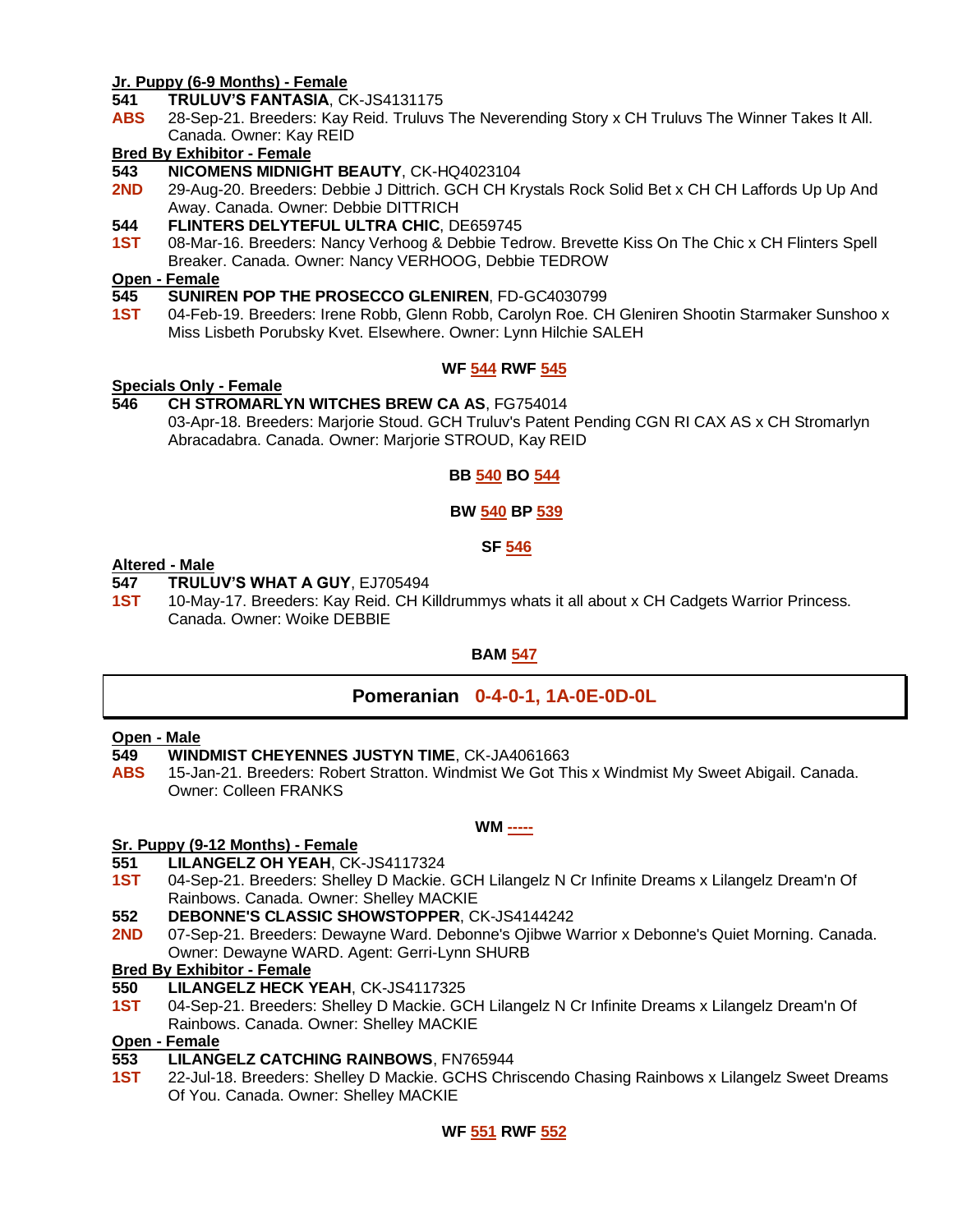**Jr. Puppy (6-9 Months) - Female**

**541** **TRULUV'S FANTASIA**, CK-JS4131175
**ABS** 28-Sep-21. Breeders: Kay Reid. Truluvs The Neverending Story x CH Truluvs The Winner Takes It All. Canada. Owner: Kay REID

**Bred By Exhibitor - Female**

**543** **NICOMENS MIDNIGHT BEAUTY**, CK-HQ4023104
**2ND** 29-Aug-20. Breeders: Debbie J Dittrich. GCH CH Krystals Rock Solid Bet x CH CH Laffords Up Up And Away. Canada. Owner: Debbie DITTRICH

**544** **FLINTERS DELYTEFUL ULTRA CHIC**, DE659745
**1ST** 08-Mar-16. Breeders: Nancy Verhoog & Debbie Tedrow. Brevette Kiss On The Chic x CH Flinters Spell Breaker. Canada. Owner: Nancy VERHOOG, Debbie TEDROW

**Open - Female**

**545** **SUNIREN POP THE PROSECCO GLENIREN**, FD-GC4030799
**1ST** 04-Feb-19. Breeders: Irene Robb, Glenn Robb, Carolyn Roe. CH Gleniren Shootin Starmaker Sunshoo x Miss Lisbeth Porubsky Kvet. Elsewhere. Owner: Lynn Hilchie SALEH

**WF 544 RWF 545**

**Specials Only - Female**

**546** **CH STROMARLYN WITCHES BREW CA AS**, FG754014
03-Apr-18. Breeders: Marjorie Stoud. GCH Truluv's Patent Pending CGN RI CAX AS x CH Stromarlyn Abracadabra. Canada. Owner: Marjorie STROUD, Kay REID

**BB 540 BO 544**

**BW 540 BP 539**

**SF 546**

**Altered - Male**

**547** **TRULUV'S WHAT A GUY**, EJ705494
**1ST** 10-May-17. Breeders: Kay Reid. CH Killdrummys whats it all about x CH Cadgets Warrior Princess. Canada. Owner: Woike DEBBIE

**BAM 547**

## Pomeranian 0-4-0-1, 1A-0E-0D-0L

**Open - Male**

**549** **WINDMIST CHEYENNES JUSTYN TIME**, CK-JA4061663
**ABS** 15-Jan-21. Breeders: Robert Stratton. Windmist We Got This x Windmist My Sweet Abigail. Canada. Owner: Colleen FRANKS

**WM -----**

**Sr. Puppy (9-12 Months) - Female**

**551** **LILANGELZ OH YEAH**, CK-JS4117324
**1ST** 04-Sep-21. Breeders: Shelley D Mackie. GCH Lilangelz N Cr Infinite Dreams x Lilangelz Dream'n Of Rainbows. Canada. Owner: Shelley MACKIE

**552** **DEBONNE'S CLASSIC SHOWSTOPPER**, CK-JS4144242
**2ND** 07-Sep-21. Breeders: Dewayne Ward. Debonne's Ojibwe Warrior x Debonne's Quiet Morning. Canada. Owner: Dewayne WARD. Agent: Gerri-Lynn SHURB

**Bred By Exhibitor - Female**

**550** **LILANGELZ HECK YEAH**, CK-JS4117325
**1ST** 04-Sep-21. Breeders: Shelley D Mackie. GCH Lilangelz N Cr Infinite Dreams x Lilangelz Dream'n Of Rainbows. Canada. Owner: Shelley MACKIE

**Open - Female**

**553** **LILANGELZ CATCHING RAINBOWS**, FN765944
**1ST** 22-Jul-18. Breeders: Shelley D Mackie. GCHS Chriscendo Chasing Rainbows x Lilangelz Sweet Dreams Of You. Canada. Owner: Shelley MACKIE

**WF 551 RWF 552**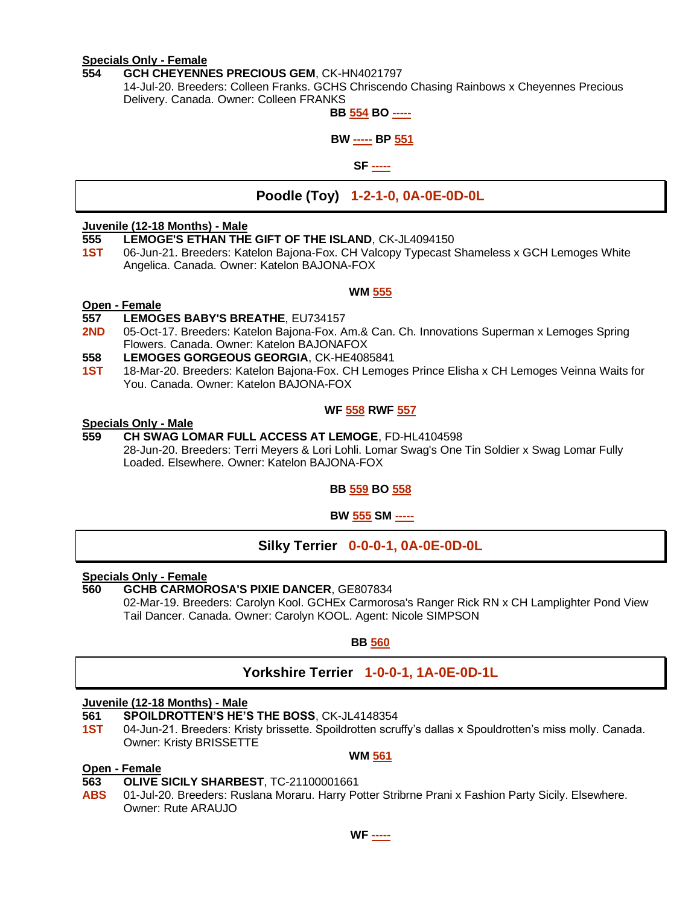**Specials Only - Female**

**554** **GCH CHEYENNES PRECIOUS GEM**, CK-HN4021797
14-Jul-20. Breeders: Colleen Franks. GCHS Chriscendo Chasing Rainbows x Cheyennes Precious Delivery. Canada. Owner: Colleen FRANKS

**BB 554 BO -----**

**BW ----- BP 551**

**SF -----**

## Poodle (Toy) 1-2-1-0, 0A-0E-0D-0L

**Juvenile (12-18 Months) - Male**

**555** **LEMOGE'S ETHAN THE GIFT OF THE ISLAND**, CK-JL4094150
**1ST** 06-Jun-21. Breeders: Katelon Bajona-Fox. CH Valcopy Typecast Shameless x GCH Lemoges White Angelica. Canada. Owner: Katelon BAJONA-FOX

**WM 555**

**Open - Female**

**557** **LEMOGES BABY'S BREATHE**, EU734157
**2ND** 05-Oct-17. Breeders: Katelon Bajona-Fox. Am.& Can. Ch. Innovations Superman x Lemoges Spring Flowers. Canada. Owner: Katelon BAJONAFOX

**558** **LEMOGES GORGEOUS GEORGIA**, CK-HE4085841
**1ST** 18-Mar-20. Breeders: Katelon Bajona-Fox. CH Lemoges Prince Elisha x CH Lemoges Veinna Waits for You. Canada. Owner: Katelon BAJONA-FOX

**WF 558 RWF 557**

**Specials Only - Male**

**559** **CH SWAG LOMAR FULL ACCESS AT LEMOGE**, FD-HL4104598
28-Jun-20. Breeders: Terri Meyers & Lori Lohli. Lomar Swag's One Tin Soldier x Swag Lomar Fully Loaded. Elsewhere. Owner: Katelon BAJONA-FOX

**BB 559 BO 558**

**BW 555 SM -----**

## Silky Terrier 0-0-0-1, 0A-0E-0D-0L

**Specials Only - Female**

**560** **GCHB CARMOROSA'S PIXIE DANCER**, GE807834
02-Mar-19. Breeders: Carolyn Kool. GCHEx Carmorosa's Ranger Rick RN x CH Lamplighter Pond View Tail Dancer. Canada. Owner: Carolyn KOOL. Agent: Nicole SIMPSON

**BB 560**

## Yorkshire Terrier 1-0-0-1, 1A-0E-0D-1L

**Juvenile (12-18 Months) - Male**

**561** **SPOILDROTTEN'S HE'S THE BOSS**, CK-JL4148354
**1ST** 04-Jun-21. Breeders: Kristy brissette. Spoildrotten scruffy's dallas x Spouldrotten's miss molly. Canada. Owner: Kristy BRISSETTE

**WM 561**

**Open - Female**

**563** **OLIVE SICILY SHARBEST**, TC-21100001661
**ABS** 01-Jul-20. Breeders: Ruslana Moraru. Harry Potter Stribrne Prani x Fashion Party Sicily. Elsewhere. Owner: Rute ARAUJO

**WF -----**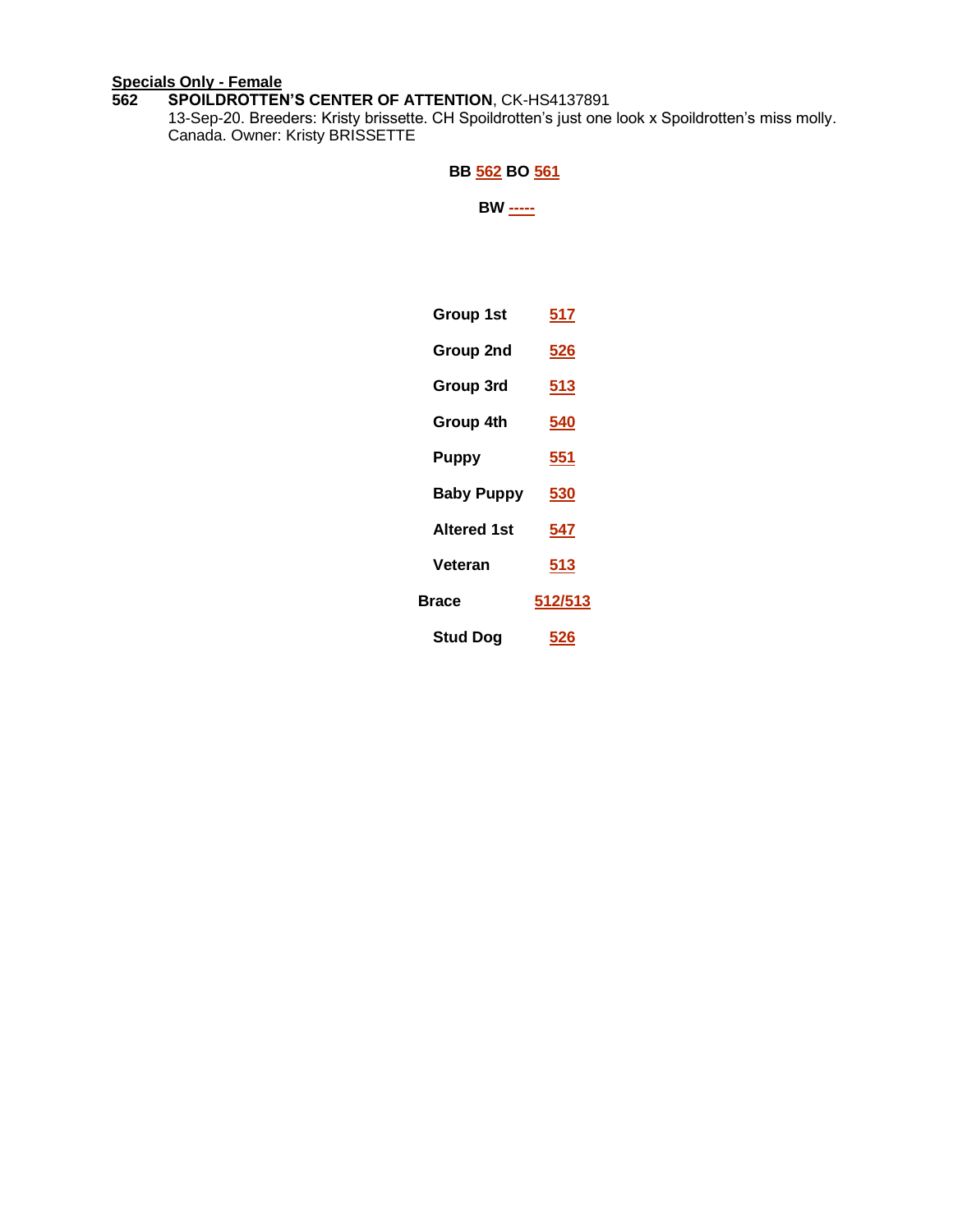**Specials Only - Female**

**562** **SPOILDROTTEN'S CENTER OF ATTENTION**, CK-HS4137891
13-Sep-20. Breeders: Kristy brissette. CH Spoildrotten's just one look x Spoildrotten's miss molly. Canada. Owner: Kristy BRISSETTE

**BB 562 BO 561**

**BW -----**

| | |
|---|---|
| **Group 1st** | **517** |
| **Group 2nd** | **526** |
| **Group 3rd** | **513** |
| **Group 4th** | **540** |
| **Puppy** | **551** |
| **Baby Puppy** | **530** |
| **Altered 1st** | **547** |
| **Veteran** | **513** |
| **Brace** | **512/513** |
| **Stud Dog** | **526** |